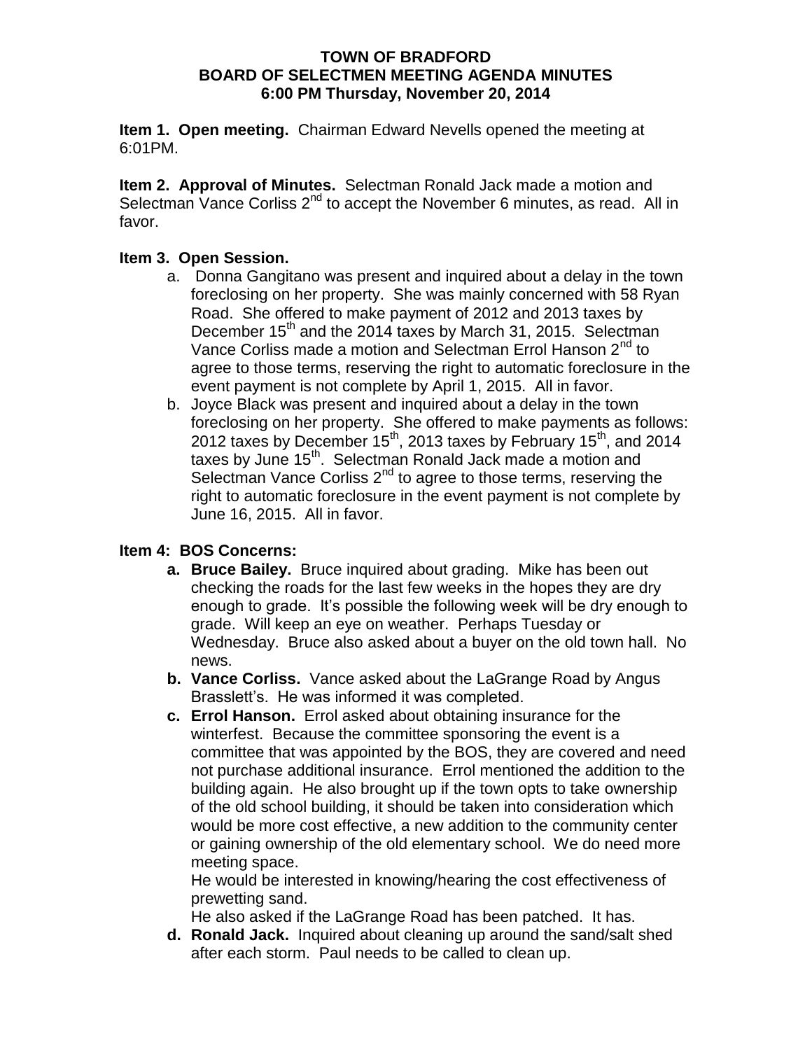# TOWN OF BRADFORD
## BOARD OF SELECTMEN MEETING AGENDA MINUTES
### 6:00 PM Thursday, November 20, 2014

**Item 1. Open meeting.** Chairman Edward Nevells opened the meeting at 6:01PM.

**Item 2. Approval of Minutes.** Selectman Ronald Jack made a motion and Selectman Vance Corliss 2nd to accept the November 6 minutes, as read. All in favor.

**Item 3. Open Session.**

a. Donna Gangitano was present and inquired about a delay in the town foreclosing on her property. She was mainly concerned with 58 Ryan Road. She offered to make payment of 2012 and 2013 taxes by December 15th and the 2014 taxes by March 31, 2015. Selectman Vance Corliss made a motion and Selectman Errol Hanson 2nd to agree to those terms, reserving the right to automatic foreclosure in the event payment is not complete by April 1, 2015. All in favor.

b. Joyce Black was present and inquired about a delay in the town foreclosing on her property. She offered to make payments as follows: 2012 taxes by December 15th, 2013 taxes by February 15th, and 2014 taxes by June 15th. Selectman Ronald Jack made a motion and Selectman Vance Corliss 2nd to agree to those terms, reserving the right to automatic foreclosure in the event payment is not complete by June 16, 2015. All in favor.

**Item 4: BOS Concerns:**

a. **Bruce Bailey.** Bruce inquired about grading. Mike has been out checking the roads for the last few weeks in the hopes they are dry enough to grade. It's possible the following week will be dry enough to grade. Will keep an eye on weather. Perhaps Tuesday or Wednesday. Bruce also asked about a buyer on the old town hall. No news.

b. **Vance Corliss.** Vance asked about the LaGrange Road by Angus Brasslett's. He was informed it was completed.

c. **Errol Hanson.** Errol asked about obtaining insurance for the winterfest. Because the committee sponsoring the event is a committee that was appointed by the BOS, they are covered and need not purchase additional insurance. Errol mentioned the addition to the building again. He also brought up if the town opts to take ownership of the old school building, it should be taken into consideration which would be more cost effective, a new addition to the community center or gaining ownership of the old elementary school. We do need more meeting space.

   He would be interested in knowing/hearing the cost effectiveness of prewetting sand.

   He also asked if the LaGrange Road has been patched. It has.

d. **Ronald Jack.** Inquired about cleaning up around the sand/salt shed after each storm. Paul needs to be called to clean up.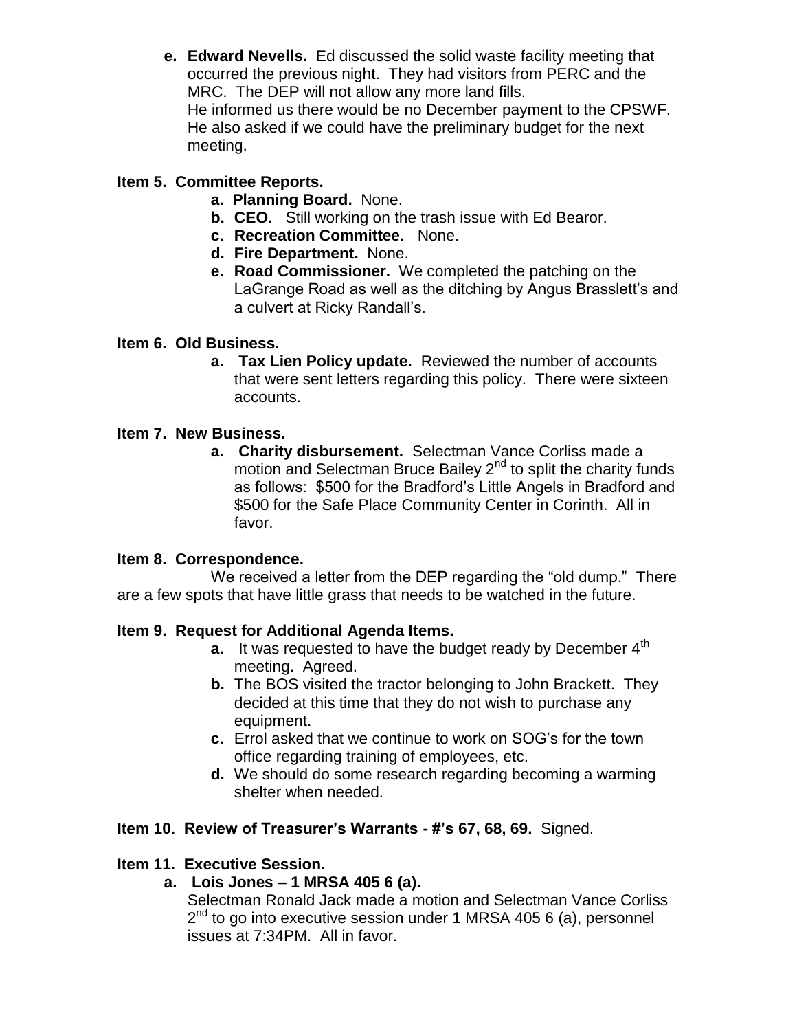**e. Edward Nevells.** Ed discussed the solid waste facility meeting that occurred the previous night. They had visitors from PERC and the MRC. The DEP will not allow any more land fills.
He informed us there would be no December payment to the CPSWF. He also asked if we could have the preliminary budget for the next meeting.

**Item 5. Committee Reports.**

- **a. Planning Board.** None.
- **b. CEO.** Still working on the trash issue with Ed Bearor.
- **c. Recreation Committee.** None.
- **d. Fire Department.** None.
- **e. Road Commissioner.** We completed the patching on the LaGrange Road as well as the ditching by Angus Brasslett's and a culvert at Ricky Randall's.

**Item 6. Old Business.**

- **a. Tax Lien Policy update.** Reviewed the number of accounts that were sent letters regarding this policy. There were sixteen accounts.

**Item 7. New Business.**

- **a. Charity disbursement.** Selectman Vance Corliss made a motion and Selectman Bruce Bailey 2nd to split the charity funds as follows: $500 for the Bradford's Little Angels in Bradford and $500 for the Safe Place Community Center in Corinth. All in favor.

**Item 8. Correspondence.**

We received a letter from the DEP regarding the "old dump." There are a few spots that have little grass that needs to be watched in the future.

**Item 9. Request for Additional Agenda Items.**

- **a.** It was requested to have the budget ready by December 4th meeting. Agreed.
- **b.** The BOS visited the tractor belonging to John Brackett. They decided at this time that they do not wish to purchase any equipment.
- **c.** Errol asked that we continue to work on SOG's for the town office regarding training of employees, etc.
- **d.** We should do some research regarding becoming a warming shelter when needed.

**Item 10. Review of Treasurer's Warrants - #'s 67, 68, 69.** Signed.

**Item 11. Executive Session.**

**a. Lois Jones – 1 MRSA 405 6 (a).**
Selectman Ronald Jack made a motion and Selectman Vance Corliss 2nd to go into executive session under 1 MRSA 405 6 (a), personnel issues at 7:34PM. All in favor.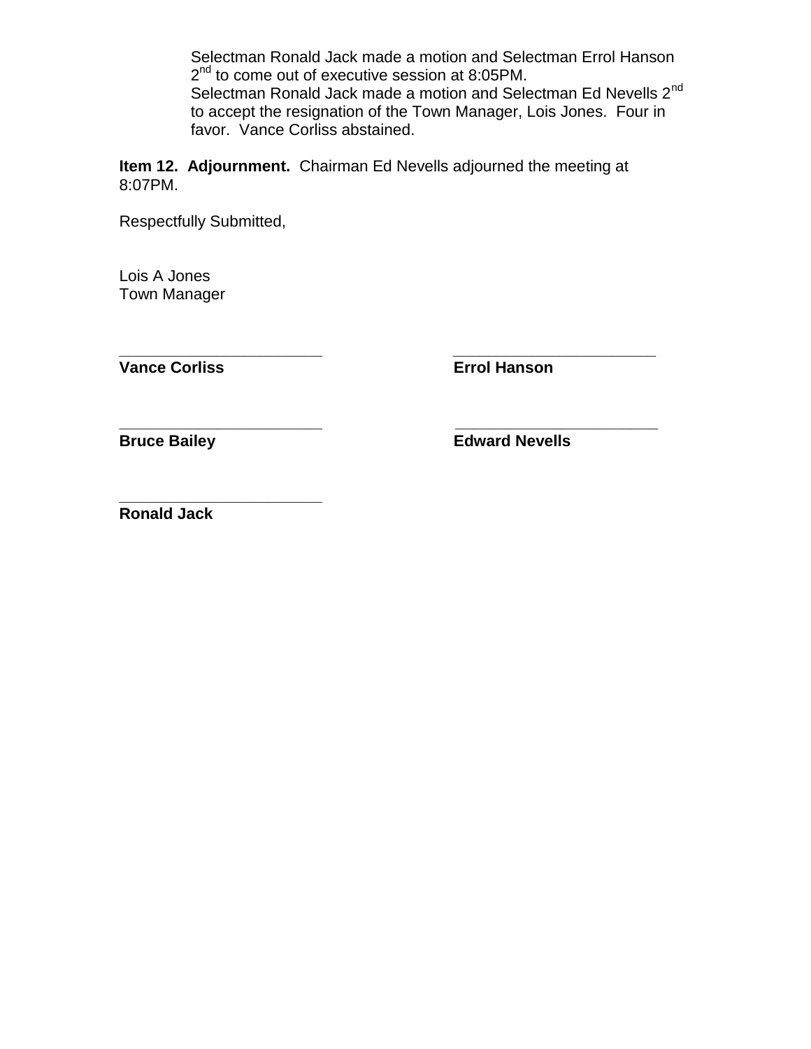Selectman Ronald Jack made a motion and Selectman Errol Hanson 2nd to come out of executive session at 8:05PM.
Selectman Ronald Jack made a motion and Selectman Ed Nevells 2nd to accept the resignation of the Town Manager, Lois Jones. Four in favor. Vance Corliss abstained.

**Item 12. Adjournment.** Chairman Ed Nevells adjourned the meeting at 8:07PM.

Respectfully Submitted,

Lois A Jones
Town Manager

| | |
|---|---|
| ______________________ | ______________________ |
| **Vance Corliss** | **Errol Hanson** |
| ______________________ | ______________________ |
| **Bruce Bailey** | **Edward Nevells** |
| ______________________ | |
| **Ronald Jack** | |